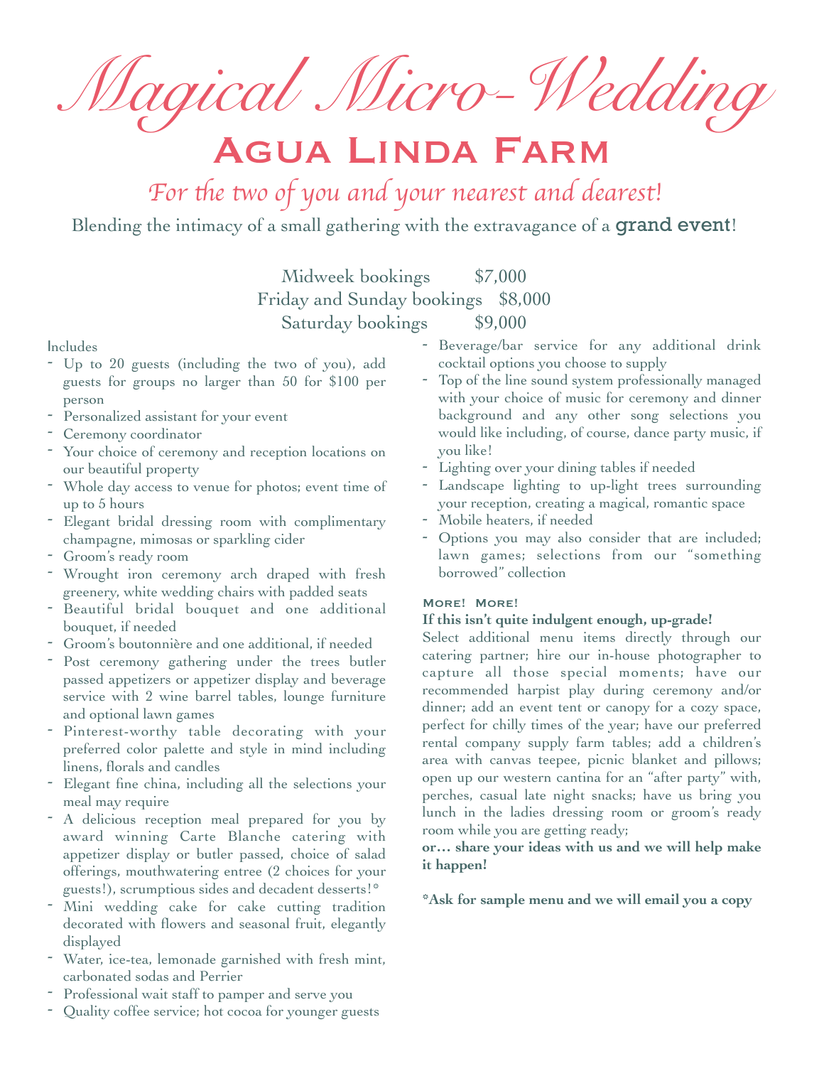# Magical Micro-Wedding

## Agua Linda Farm

*For the two of you and your nearest and dearest!*

Blending the intimacy of a small gathering with the extravagance of a **grand event**!

| | |
|---|---|
| Midweek bookings | $7,000 |
| Friday and Sunday bookings | $8,000 |
| Saturday bookings | $9,000 |

Includes

- Up to 20 guests (including the two of you), add guests for groups no larger than 50 for $100 per person
- Personalized assistant for your event
- Ceremony coordinator
- Your choice of ceremony and reception locations on our beautiful property
- Whole day access to venue for photos; event time of up to 5 hours
- Elegant bridal dressing room with complimentary champagne, mimosas or sparkling cider
- Groom's ready room
- Wrought iron ceremony arch draped with fresh greenery, white wedding chairs with padded seats
- Beautiful bridal bouquet and one additional bouquet, if needed
- Groom's boutonnière and one additional, if needed
- Post ceremony gathering under the trees butler passed appetizers or appetizer display and beverage service with 2 wine barrel tables, lounge furniture and optional lawn games
- Pinterest-worthy table decorating with your preferred color palette and style in mind including linens, florals and candles
- Elegant fine china, including all the selections your meal may require
- A delicious reception meal prepared for you by award winning Carte Blanche catering with appetizer display or butler passed, choice of salad offerings, mouthwatering entree (2 choices for your guests!), scrumptious sides and decadent desserts!*
- Mini wedding cake for cake cutting tradition decorated with flowers and seasonal fruit, elegantly displayed
- Water, ice-tea, lemonade garnished with fresh mint, carbonated sodas and Perrier
- Professional wait staff to pamper and serve you
- Quality coffee service; hot cocoa for younger guests
- Beverage/bar service for any additional drink cocktail options you choose to supply
- Top of the line sound system professionally managed with your choice of music for ceremony and dinner background and any other song selections you would like including, of course, dance party music, if you like!
- Lighting over your dining tables if needed
- Landscape lighting to up-light trees surrounding your reception, creating a magical, romantic space
- Mobile heaters, if needed
- Options you may also consider that are included; lawn games; selections from our "something borrowed" collection

**More! More!**

**If this isn't quite indulgent enough, up-grade!**

Select additional menu items directly through our catering partner; hire our in-house photographer to capture all those special moments; have our recommended harpist play during ceremony and/or dinner; add an event tent or canopy for a cozy space, perfect for chilly times of the year; have our preferred rental company supply farm tables; add a children's area with canvas teepee, picnic blanket and pillows; open up our western cantina for an "after party" with, perches, casual late night snacks; have us bring you lunch in the ladies dressing room or groom's ready room while you are getting ready;

**or… share your ideas with us and we will help make it happen!**

**\*Ask for sample menu and we will email you a copy**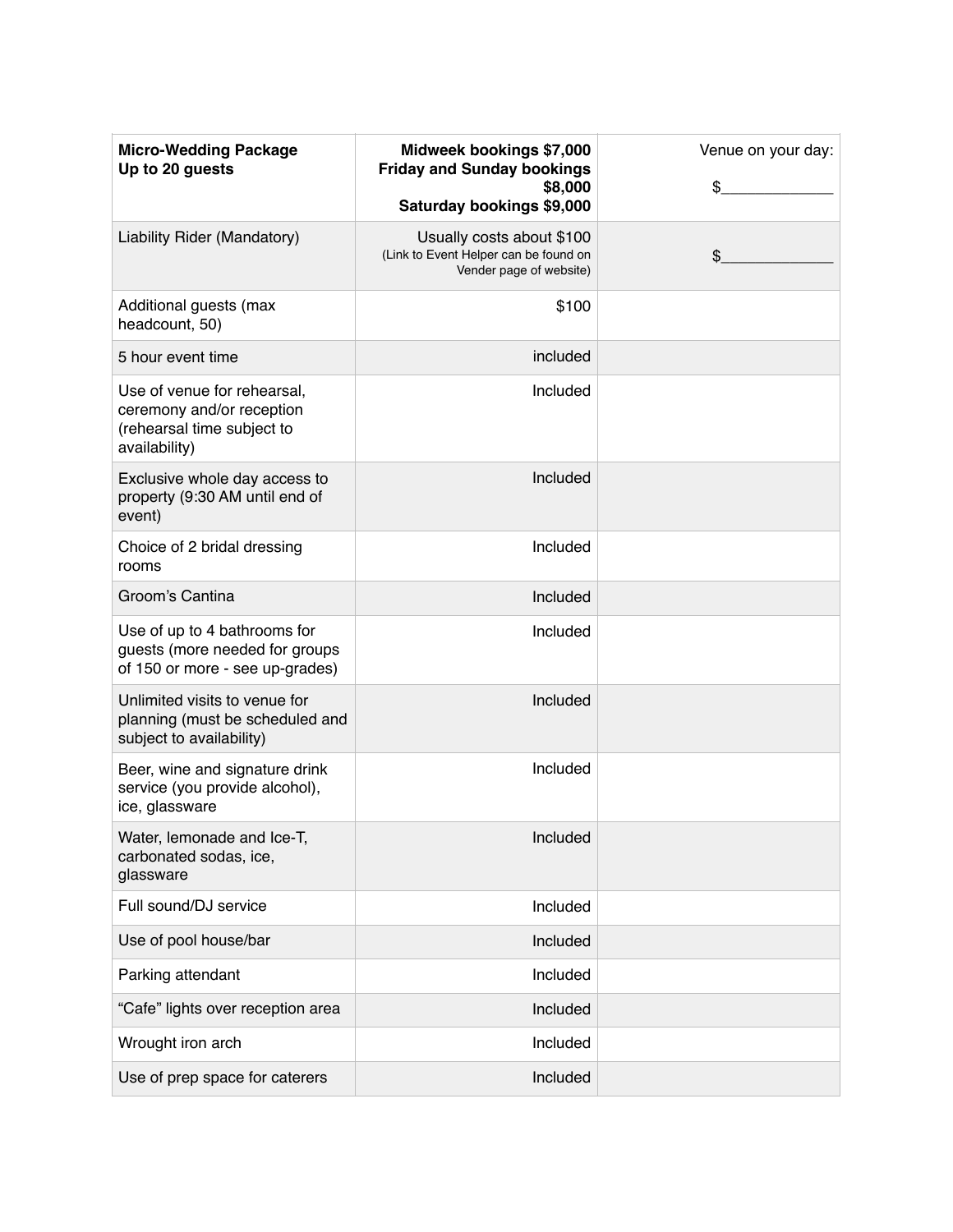| **Micro-Wedding Package**<br>**Up to 20 guests** | **Midweek bookings $7,000**<br>**Friday and Sunday bookings $8,000**<br>**Saturday bookings $9,000** | Venue on your day:<br><br>$_____________ |
|---|---|---|
| Liability Rider (Mandatory) | Usually costs about $100<br>(Link to Event Helper can be found on Vender page of website) | $_____________ |
| Additional guests (max headcount, 50) | $100 | |
| 5 hour event time | included | |
| Use of venue for rehearsal, ceremony and/or reception (rehearsal time subject to availability) | Included | |
| Exclusive whole day access to property (9:30 AM until end of event) | Included | |
| Choice of 2 bridal dressing rooms | Included | |
| Groom's Cantina | Included | |
| Use of up to 4 bathrooms for guests (more needed for groups of 150 or more - see up-grades) | Included | |
| Unlimited visits to venue for planning (must be scheduled and subject to availability) | Included | |
| Beer, wine and signature drink service (you provide alcohol), ice, glassware | Included | |
| Water, lemonade and Ice-T, carbonated sodas, ice, glassware | Included | |
| Full sound/DJ service | Included | |
| Use of pool house/bar | Included | |
| Parking attendant | Included | |
| "Cafe" lights over reception area | Included | |
| Wrought iron arch | Included | |
| Use of prep space for caterers | Included | |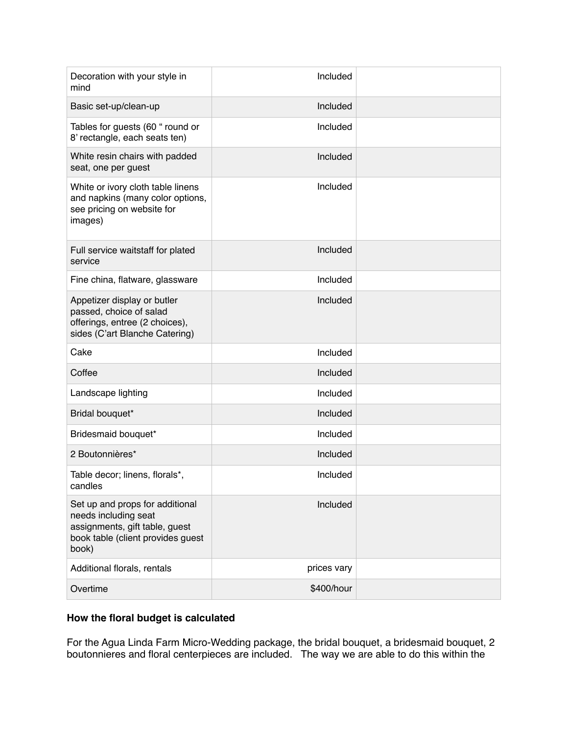| | | |
|---|---|---|
| Decoration with your style in mind | Included | |
| Basic set-up/clean-up | Included | |
| Tables for guests (60 " round or 8' rectangle, each seats ten) | Included | |
| White resin chairs with padded seat, one per guest | Included | |
| White or ivory cloth table linens and napkins (many color options, see pricing on website for images) | Included | |
| Full service waitstaff for plated service | Included | |
| Fine china, flatware, glassware | Included | |
| Appetizer display or butler passed, choice of salad offerings, entree (2 choices), sides (C'art Blanche Catering) | Included | |
| Cake | Included | |
| Coffee | Included | |
| Landscape lighting | Included | |
| Bridal bouquet* | Included | |
| Bridesmaid bouquet* | Included | |
| 2 Boutonnières* | Included | |
| Table decor; linens, florals*, candles | Included | |
| Set up and props for additional needs including seat assignments, gift table, guest book table (client provides guest book) | Included | |
| Additional florals, rentals | prices vary | |
| Overtime | $400/hour | |

**How the floral budget is calculated**

For the Agua Linda Farm Micro-Wedding package, the bridal bouquet, a bridesmaid bouquet, 2 boutonnieres and floral centerpieces are included. The way we are able to do this within the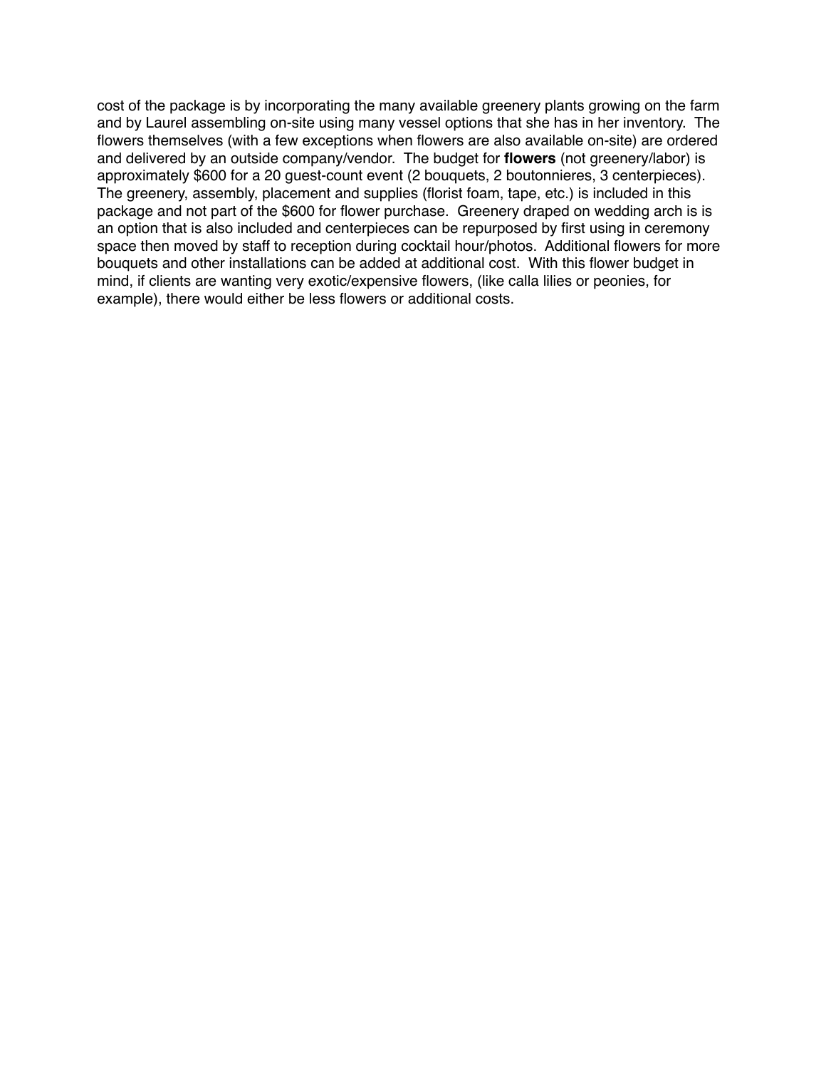cost of the package is by incorporating the many available greenery plants growing on the farm and by Laurel assembling on-site using many vessel options that she has in her inventory.  The flowers themselves (with a few exceptions when flowers are also available on-site) are ordered and delivered by an outside company/vendor.  The budget for **flowers** (not greenery/labor) is approximately $600 for a 20 guest-count event (2 bouquets, 2 boutonnieres, 3 centerpieces).  The greenery, assembly, placement and supplies (florist foam, tape, etc.) is included in this package and not part of the $600 for flower purchase.  Greenery draped on wedding arch is is an option that is also included and centerpieces can be repurposed by first using in ceremony space then moved by staff to reception during cocktail hour/photos.  Additional flowers for more bouquets and other installations can be added at additional cost.  With this flower budget in mind, if clients are wanting very exotic/expensive flowers, (like calla lilies or peonies, for example), there would either be less flowers or additional costs.